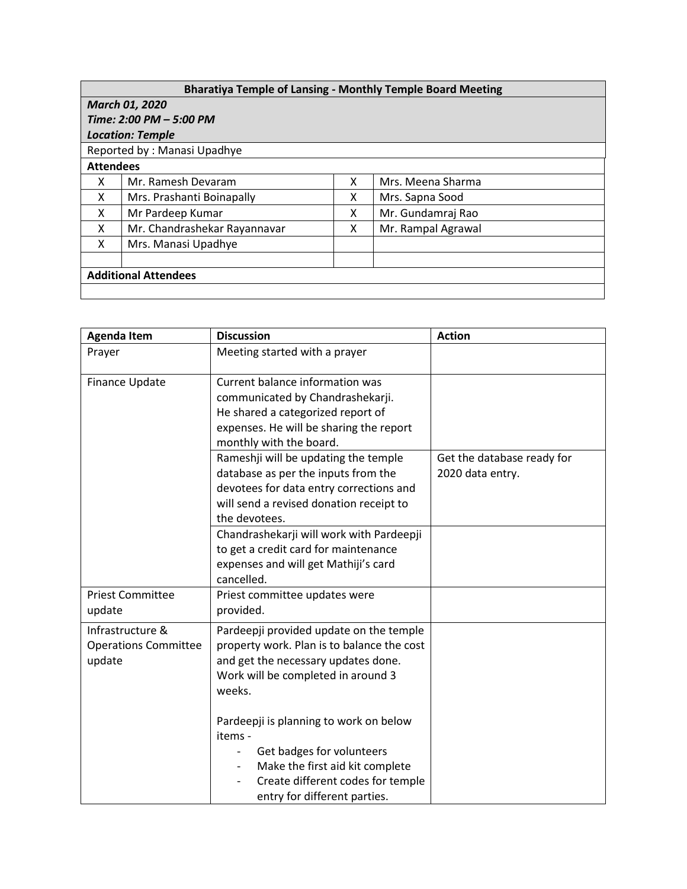| **Bharatiya Temple of Lansing - Monthly Temple Board Meeting** | | | |
|---|---|---|---|
| ***March 01, 2020*** | | | |
| ***Time: 2:00 PM – 5:00 PM*** | | | |
| ***Location: Temple*** | | | |
| Reported by : Manasi Upadhye | | | |
| **Attendees** | | | |
| X | Mr. Ramesh Devaram | X | Mrs. Meena Sharma |
| X | Mrs. Prashanti Boinapally | X | Mrs. Sapna Sood |
| X | Mr Pardeep Kumar | X | Mr. Gundamraj Rao |
| X | Mr. Chandrashekar Rayannavar | X | Mr. Rampal Agrawal |
| X | Mrs. Manasi Upadhye | | |
| | | | |
| **Additional Attendees** | | | |
| | | | |

| Agenda Item | Discussion | Action |
|---|---|---|
| Prayer | Meeting started with a prayer | |
| Finance Update | Current balance information was communicated by Chandrashekarji. He shared a categorized report of expenses. He will be sharing the report monthly with the board. | |
| | Rameshji will be updating the temple database as per the inputs from the devotees for data entry corrections and will send a revised donation receipt to the devotees. | Get the database ready for 2020 data entry. |
| | Chandrashekarji will work with Pardeepji to get a credit card for maintenance expenses and will get Mathiji's card cancelled. | |
| Priest Committee update | Priest committee updates were provided. | |
| Infrastructure & Operations Committee update | Pardeepji provided update on the temple property work. Plan is to balance the cost and get the necessary updates done. Work will be completed in around 3 weeks.<br><br>Pardeepji is planning to work on below items -<br>- Get badges for volunteers<br>- Make the first aid kit complete<br>- Create different codes for temple entry for different parties. | |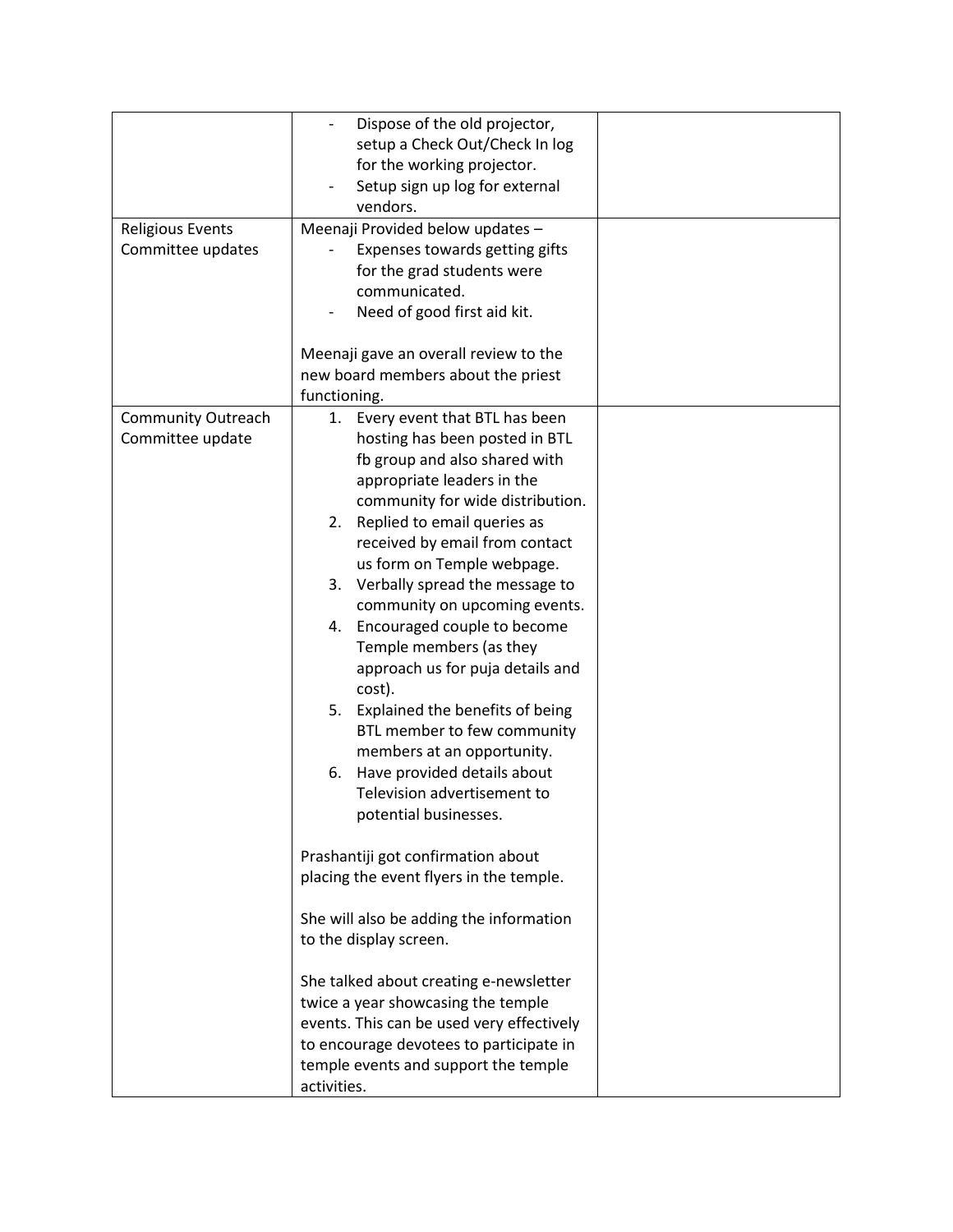| | | |
|---|---|---|
| | - Dispose of the old projector, setup a Check Out/Check In log for the working projector.<br>- Setup sign up log for external vendors. | |
| Religious Events Committee updates | Meenaji Provided below updates –<br>- Expenses towards getting gifts for the grad students were communicated.<br>- Need of good first aid kit.<br><br>Meenaji gave an overall review to the new board members about the priest functioning. | |
| Community Outreach Committee update | 1. Every event that BTL has been hosting has been posted in BTL fb group and also shared with appropriate leaders in the community for wide distribution.<br>2. Replied to email queries as received by email from contact us form on Temple webpage.<br>3. Verbally spread the message to community on upcoming events.<br>4. Encouraged couple to become Temple members (as they approach us for puja details and cost).<br>5. Explained the benefits of being BTL member to few community members at an opportunity.<br>6. Have provided details about Television advertisement to potential businesses.<br><br>Prashantiji got confirmation about placing the event flyers in the temple.<br><br>She will also be adding the information to the display screen.<br><br>She talked about creating e-newsletter twice a year showcasing the temple events. This can be used very effectively to encourage devotees to participate in temple events and support the temple activities. | |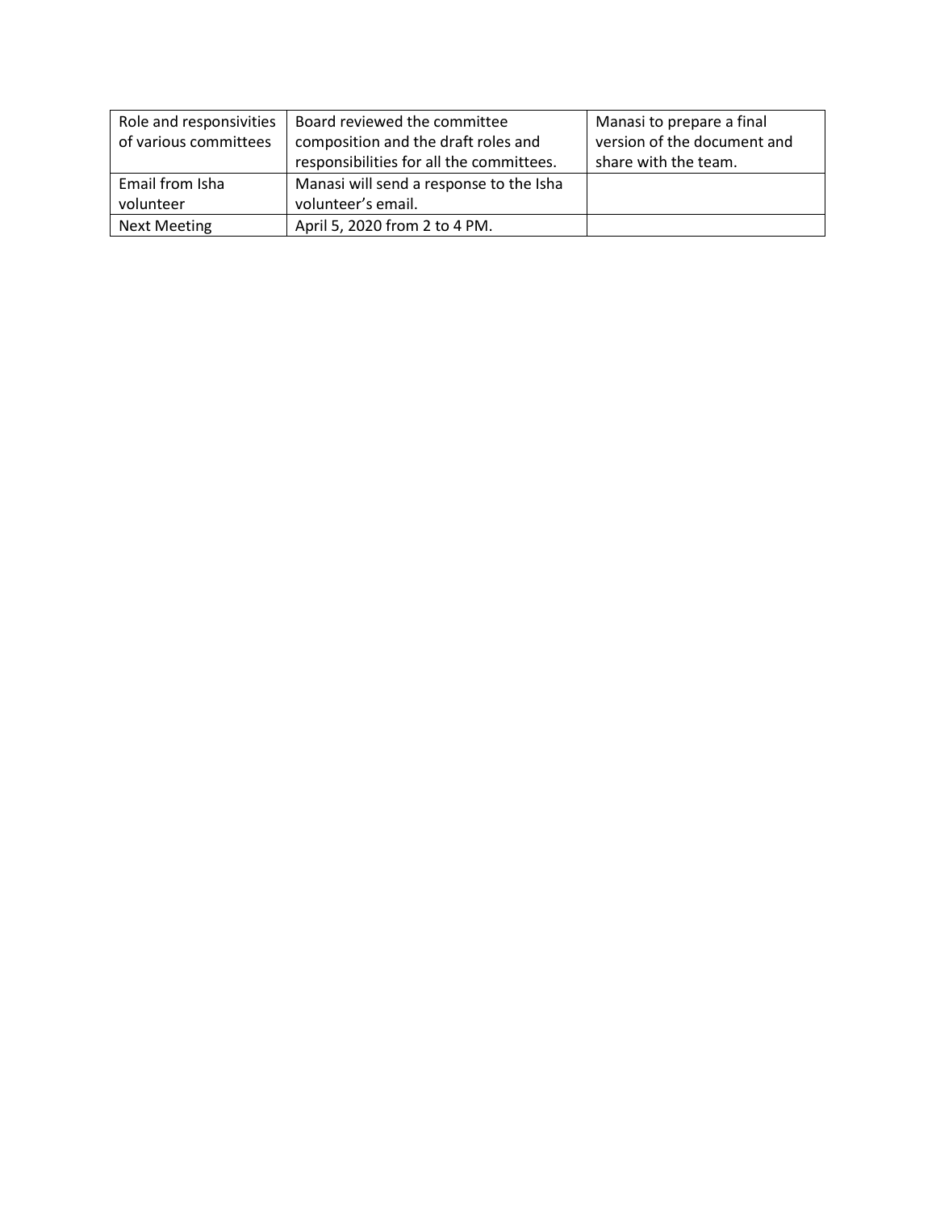| | | |
|---|---|---|
| Role and responsivities of various committees | Board reviewed the committee composition and the draft roles and responsibilities for all the committees. | Manasi to prepare a final version of the document and share with the team. |
| Email from Isha volunteer | Manasi will send a response to the Isha volunteer's email. | |
| Next Meeting | April 5, 2020 from 2 to 4 PM. | |